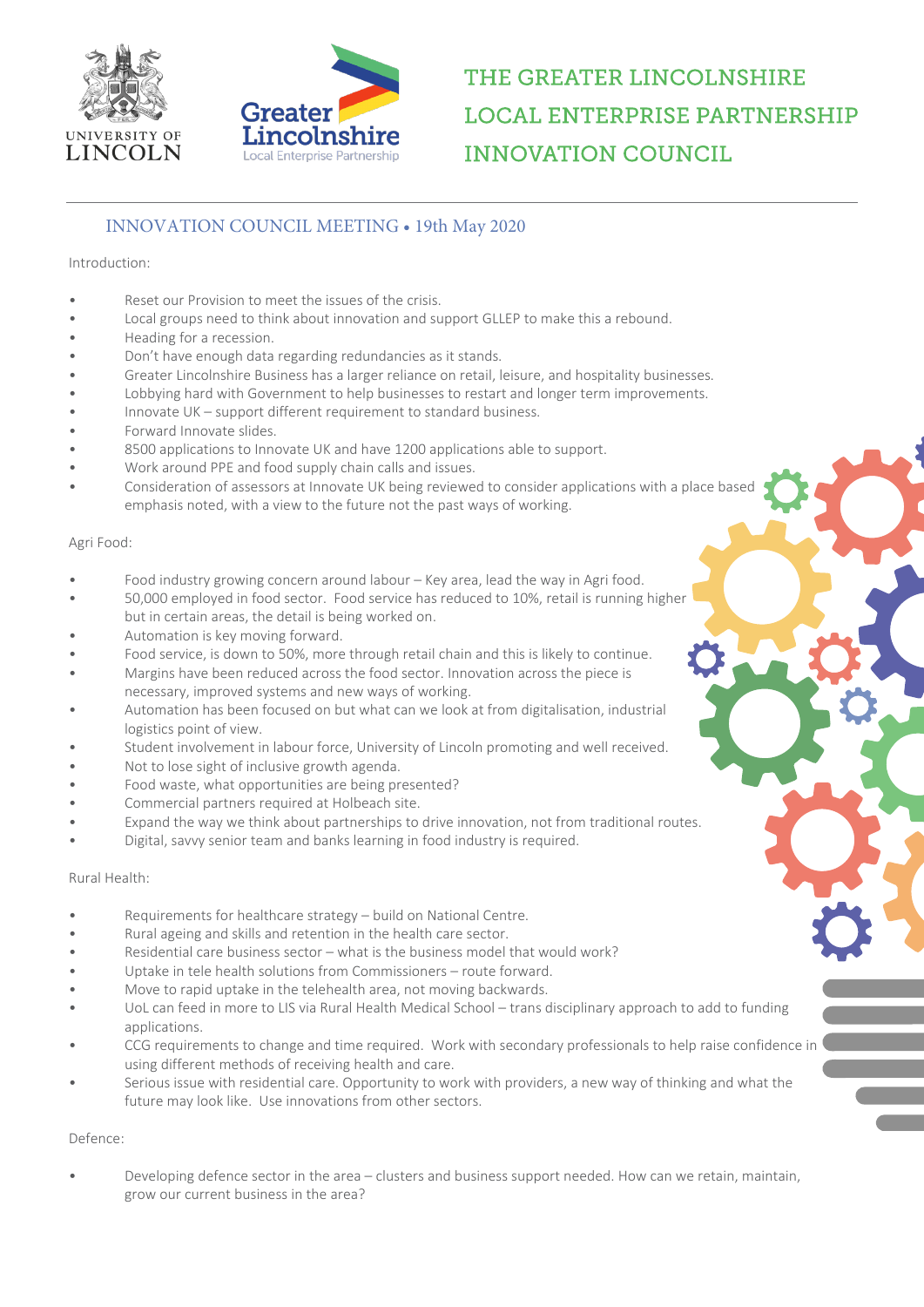# THE GREATER LINCOLNSHIRE LOCAL ENTERPRISE PARTNERSHIP INNOVATION COUNCIL

## INNOVATION COUNCIL MEETING • 19th May 2020

Introduction:

- Reset our Provision to meet the issues of the crisis.
- Local groups need to think about innovation and support GLLEP to make this a rebound.
- Heading for a recession.
- Don't have enough data regarding redundancies as it stands.
- Greater Lincolnshire Business has a larger reliance on retail, leisure, and hospitality businesses.
- Lobbying hard with Government to help businesses to restart and longer term improvements.
- Innovate UK – support different requirement to standard business.
- Forward Innovate slides.
- 8500 applications to Innovate UK and have 1200 applications able to support.
- Work around PPE and food supply chain calls and issues.
- Consideration of assessors at Innovate UK being reviewed to consider applications with a place based emphasis noted, with a view to the future not the past ways of working.

Agri Food:

- Food industry growing concern around labour – Key area, lead the way in Agri food.
- 50,000 employed in food sector. Food service has reduced to 10%, retail is running higher but in certain areas, the detail is being worked on.
- Automation is key moving forward.
- Food service, is down to 50%, more through retail chain and this is likely to continue.
- Margins have been reduced across the food sector. Innovation across the piece is necessary, improved systems and new ways of working.
- Automation has been focused on but what can we look at from digitalisation, industrial logistics point of view.
- Student involvement in labour force, University of Lincoln promoting and well received.
- Not to lose sight of inclusive growth agenda.
- Food waste, what opportunities are being presented?
- Commercial partners required at Holbeach site.
- Expand the way we think about partnerships to drive innovation, not from traditional routes.
- Digital, savvy senior team and banks learning in food industry is required.

Rural Health:

- Requirements for healthcare strategy – build on National Centre.
- Rural ageing and skills and retention in the health care sector.
- Residential care business sector – what is the business model that would work?
- Uptake in tele health solutions from Commissioners – route forward.
- Move to rapid uptake in the telehealth area, not moving backwards.
- UoL can feed in more to LIS via Rural Health Medical School – trans disciplinary approach to add to funding applications.
- CCG requirements to change and time required. Work with secondary professionals to help raise confidence in using different methods of receiving health and care.
- Serious issue with residential care. Opportunity to work with providers, a new way of thinking and what the future may look like. Use innovations from other sectors.

Defence:

- Developing defence sector in the area – clusters and business support needed. How can we retain, maintain, grow our current business in the area?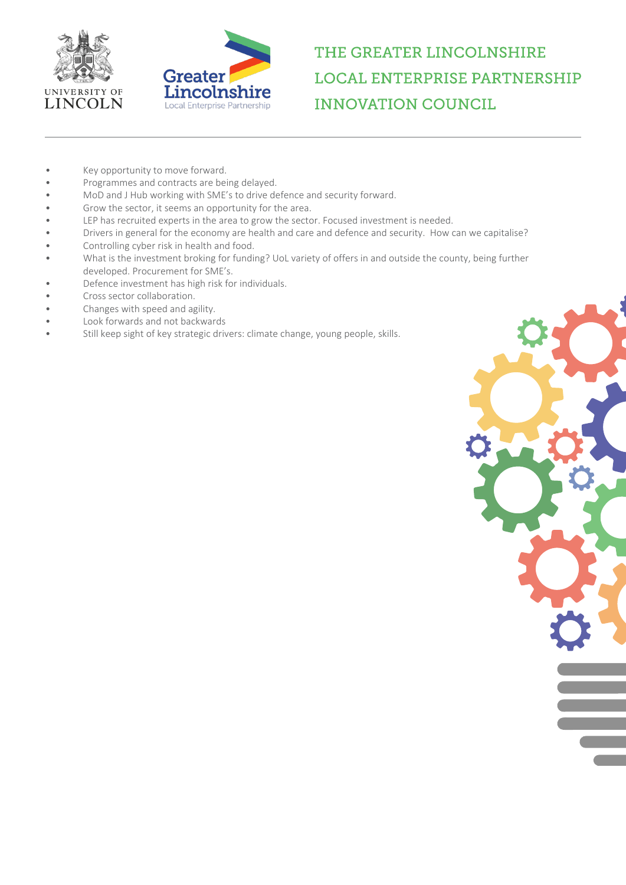- Key opportunity to move forward.
- Programmes and contracts are being delayed.
- MoD and J Hub working with SME's to drive defence and security forward.
- Grow the sector, it seems an opportunity for the area.
- LEP has recruited experts in the area to grow the sector. Focused investment is needed.
- Drivers in general for the economy are health and care and defence and security. How can we capitalise?
- Controlling cyber risk in health and food.
- What is the investment broking for funding? UoL variety of offers in and outside the county, being further developed. Procurement for SME's.
- Defence investment has high risk for individuals.
- Cross sector collaboration.
- Changes with speed and agility.
- Look forwards and not backwards
- Still keep sight of key strategic drivers: climate change, young people, skills.